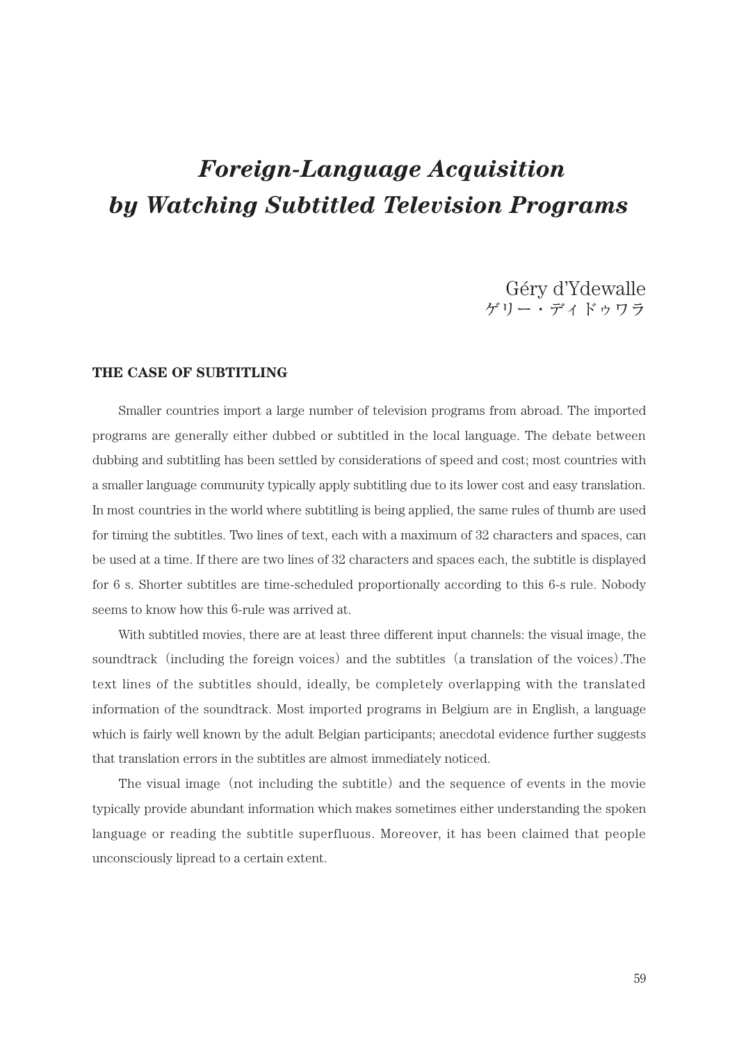# *Foreign-Language Acquisition by Watching Subtitled Television Programs*

Géry d'Ydewalle
ゲリー・ディドゥワラ

## THE CASE OF SUBTITLING

Smaller countries import a large number of television programs from abroad. The imported programs are generally either dubbed or subtitled in the local language. The debate between dubbing and subtitling has been settled by considerations of speed and cost; most countries with a smaller language community typically apply subtitling due to its lower cost and easy translation. In most countries in the world where subtitling is being applied, the same rules of thumb are used for timing the subtitles. Two lines of text, each with a maximum of 32 characters and spaces, can be used at a time. If there are two lines of 32 characters and spaces each, the subtitle is displayed for 6 s. Shorter subtitles are time-scheduled proportionally according to this 6-s rule. Nobody seems to know how this 6-rule was arrived at.

With subtitled movies, there are at least three different input channels: the visual image, the soundtrack (including the foreign voices) and the subtitles (a translation of the voices).The text lines of the subtitles should, ideally, be completely overlapping with the translated information of the soundtrack. Most imported programs in Belgium are in English, a language which is fairly well known by the adult Belgian participants; anecdotal evidence further suggests that translation errors in the subtitles are almost immediately noticed.

The visual image (not including the subtitle) and the sequence of events in the movie typically provide abundant information which makes sometimes either understanding the spoken language or reading the subtitle superfluous. Moreover, it has been claimed that people unconsciously lipread to a certain extent.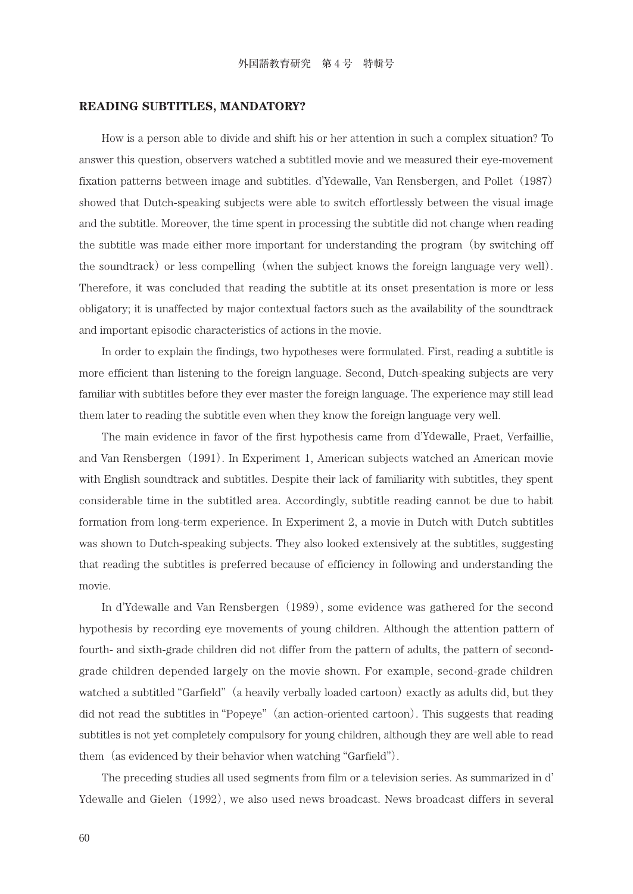## READING SUBTITLES, MANDATORY?

How is a person able to divide and shift his or her attention in such a complex situation? To answer this question, observers watched a subtitled movie and we measured their eye-movement fixation patterns between image and subtitles. d'Ydewalle, Van Rensbergen, and Pollet（1987）showed that Dutch-speaking subjects were able to switch effortlessly between the visual image and the subtitle. Moreover, the time spent in processing the subtitle did not change when reading the subtitle was made either more important for understanding the program（by switching off the soundtrack）or less compelling（when the subject knows the foreign language very well）. Therefore, it was concluded that reading the subtitle at its onset presentation is more or less obligatory; it is unaffected by major contextual factors such as the availability of the soundtrack and important episodic characteristics of actions in the movie.

In order to explain the findings, two hypotheses were formulated. First, reading a subtitle is more efficient than listening to the foreign language. Second, Dutch-speaking subjects are very familiar with subtitles before they ever master the foreign language. The experience may still lead them later to reading the subtitle even when they know the foreign language very well.

The main evidence in favor of the first hypothesis came from d'Ydewalle, Praet, Verfaillie, and Van Rensbergen（1991）. In Experiment 1, American subjects watched an American movie with English soundtrack and subtitles. Despite their lack of familiarity with subtitles, they spent considerable time in the subtitled area. Accordingly, subtitle reading cannot be due to habit formation from long-term experience. In Experiment 2, a movie in Dutch with Dutch subtitles was shown to Dutch-speaking subjects. They also looked extensively at the subtitles, suggesting that reading the subtitles is preferred because of efficiency in following and understanding the movie.

In d'Ydewalle and Van Rensbergen（1989）, some evidence was gathered for the second hypothesis by recording eye movements of young children. Although the attention pattern of fourth- and sixth-grade children did not differ from the pattern of adults, the pattern of second-grade children depended largely on the movie shown. For example, second-grade children watched a subtitled "Garfield"（a heavily verbally loaded cartoon）exactly as adults did, but they did not read the subtitles in "Popeye"（an action-oriented cartoon）. This suggests that reading subtitles is not yet completely compulsory for young children, although they are well able to read them（as evidenced by their behavior when watching "Garfield"）.

The preceding studies all used segments from film or a television series. As summarized in d'Ydewalle and Gielen（1992）, we also used news broadcast. News broadcast differs in several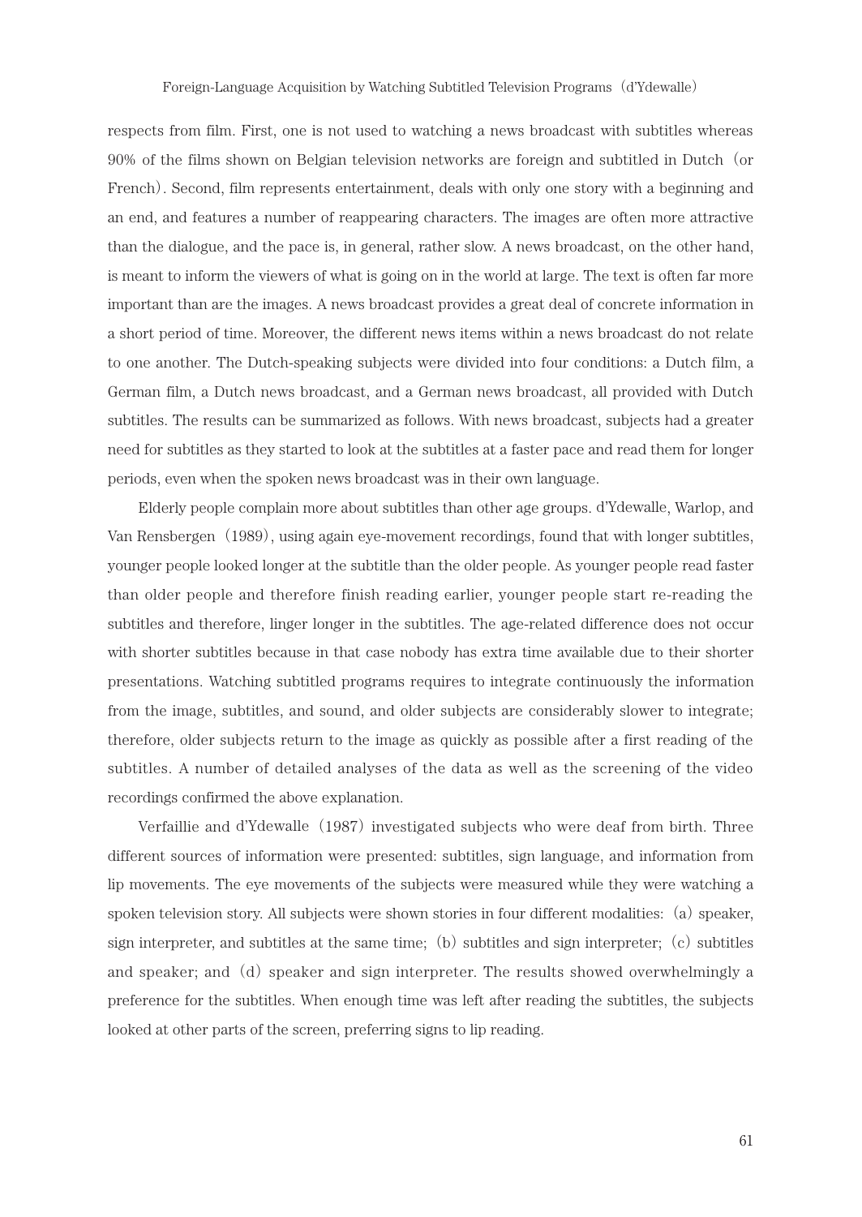respects from film. First, one is not used to watching a news broadcast with subtitles whereas 90% of the films shown on Belgian television networks are foreign and subtitled in Dutch (or French). Second, film represents entertainment, deals with only one story with a beginning and an end, and features a number of reappearing characters. The images are often more attractive than the dialogue, and the pace is, in general, rather slow. A news broadcast, on the other hand, is meant to inform the viewers of what is going on in the world at large. The text is often far more important than are the images. A news broadcast provides a great deal of concrete information in a short period of time. Moreover, the different news items within a news broadcast do not relate to one another. The Dutch-speaking subjects were divided into four conditions: a Dutch film, a German film, a Dutch news broadcast, and a German news broadcast, all provided with Dutch subtitles. The results can be summarized as follows. With news broadcast, subjects had a greater need for subtitles as they started to look at the subtitles at a faster pace and read them for longer periods, even when the spoken news broadcast was in their own language.

Elderly people complain more about subtitles than other age groups. d'Ydewalle, Warlop, and Van Rensbergen (1989), using again eye-movement recordings, found that with longer subtitles, younger people looked longer at the subtitle than the older people. As younger people read faster than older people and therefore finish reading earlier, younger people start re-reading the subtitles and therefore, linger longer in the subtitles. The age-related difference does not occur with shorter subtitles because in that case nobody has extra time available due to their shorter presentations. Watching subtitled programs requires to integrate continuously the information from the image, subtitles, and sound, and older subjects are considerably slower to integrate; therefore, older subjects return to the image as quickly as possible after a first reading of the subtitles. A number of detailed analyses of the data as well as the screening of the video recordings confirmed the above explanation.

Verfaillie and d'Ydewalle (1987) investigated subjects who were deaf from birth. Three different sources of information were presented: subtitles, sign language, and information from lip movements. The eye movements of the subjects were measured while they were watching a spoken television story. All subjects were shown stories in four different modalities: (a) speaker, sign interpreter, and subtitles at the same time; (b) subtitles and sign interpreter; (c) subtitles and speaker; and (d) speaker and sign interpreter. The results showed overwhelmingly a preference for the subtitles. When enough time was left after reading the subtitles, the subjects looked at other parts of the screen, preferring signs to lip reading.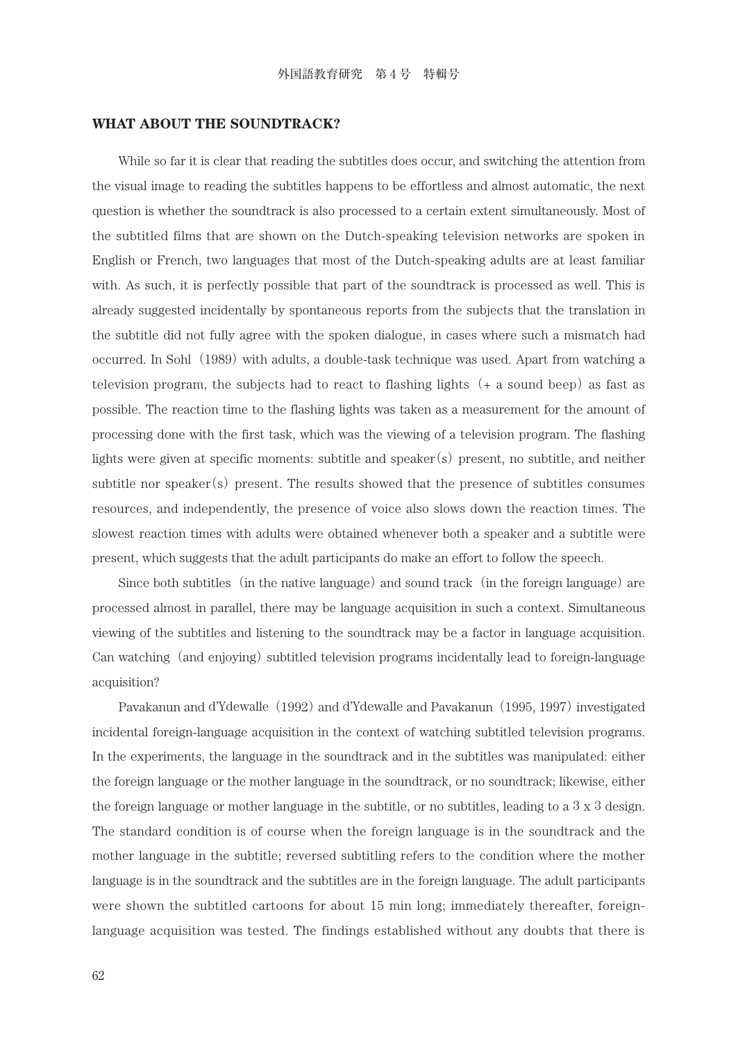## WHAT ABOUT THE SOUNDTRACK?

While so far it is clear that reading the subtitles does occur, and switching the attention from the visual image to reading the subtitles happens to be effortless and almost automatic, the next question is whether the soundtrack is also processed to a certain extent simultaneously. Most of the subtitled films that are shown on the Dutch-speaking television networks are spoken in English or French, two languages that most of the Dutch-speaking adults are at least familiar with. As such, it is perfectly possible that part of the soundtrack is processed as well. This is already suggested incidentally by spontaneous reports from the subjects that the translation in the subtitle did not fully agree with the spoken dialogue, in cases where such a mismatch had occurred. In Sohl（1989）with adults, a double-task technique was used. Apart from watching a television program, the subjects had to react to flashing lights（+ a sound beep）as fast as possible. The reaction time to the flashing lights was taken as a measurement for the amount of processing done with the first task, which was the viewing of a television program. The flashing lights were given at specific moments: subtitle and speaker(s) present, no subtitle, and neither subtitle nor speaker(s) present. The results showed that the presence of subtitles consumes resources, and independently, the presence of voice also slows down the reaction times. The slowest reaction times with adults were obtained whenever both a speaker and a subtitle were present, which suggests that the adult participants do make an effort to follow the speech.

Since both subtitles（in the native language）and sound track（in the foreign language）are processed almost in parallel, there may be language acquisition in such a context. Simultaneous viewing of the subtitles and listening to the soundtrack may be a factor in language acquisition. Can watching（and enjoying）subtitled television programs incidentally lead to foreign-language acquisition?

Pavakanun and d'Ydewalle（1992）and d'Ydewalle and Pavakanun（1995, 1997）investigated incidental foreign-language acquisition in the context of watching subtitled television programs. In the experiments, the language in the soundtrack and in the subtitles was manipulated: either the foreign language or the mother language in the soundtrack, or no soundtrack; likewise, either the foreign language or mother language in the subtitle, or no subtitles, leading to a 3 x 3 design. The standard condition is of course when the foreign language is in the soundtrack and the mother language in the subtitle; reversed subtitling refers to the condition where the mother language is in the soundtrack and the subtitles are in the foreign language. The adult participants were shown the subtitled cartoons for about 15 min long; immediately thereafter, foreign-language acquisition was tested. The findings established without any doubts that there is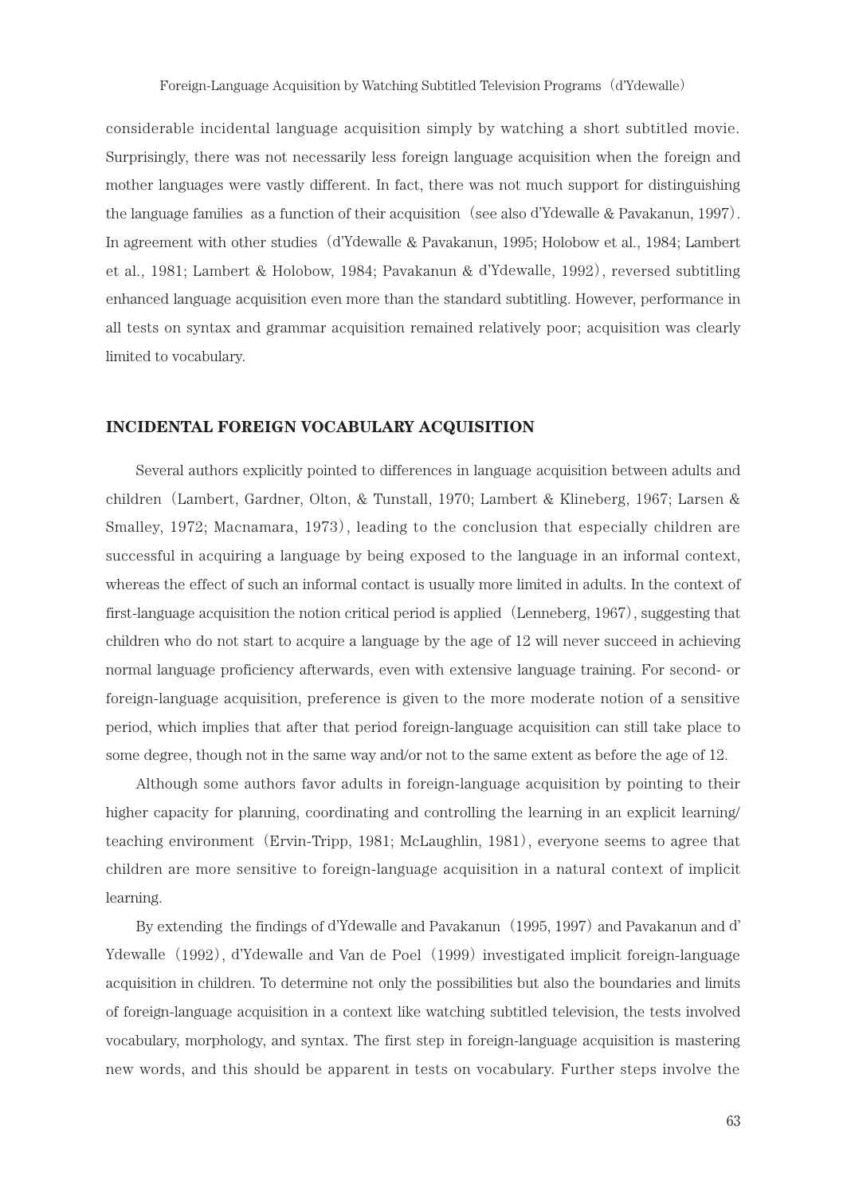considerable incidental language acquisition simply by watching a short subtitled movie. Surprisingly, there was not necessarily less foreign language acquisition when the foreign and mother languages were vastly different. In fact, there was not much support for distinguishing the language families as a function of their acquisition (see also d'Ydewalle & Pavakanun, 1997). In agreement with other studies (d'Ydewalle & Pavakanun, 1995; Holobow et al., 1984; Lambert et al., 1981; Lambert & Holobow, 1984; Pavakanun & d'Ydewalle, 1992), reversed subtitling enhanced language acquisition even more than the standard subtitling. However, performance in all tests on syntax and grammar acquisition remained relatively poor; acquisition was clearly limited to vocabulary.

## INCIDENTAL FOREIGN VOCABULARY ACQUISITION

Several authors explicitly pointed to differences in language acquisition between adults and children (Lambert, Gardner, Olton, & Tunstall, 1970; Lambert & Klineberg, 1967; Larsen & Smalley, 1972; Macnamara, 1973), leading to the conclusion that especially children are successful in acquiring a language by being exposed to the language in an informal context, whereas the effect of such an informal contact is usually more limited in adults. In the context of first-language acquisition the notion critical period is applied (Lenneberg, 1967), suggesting that children who do not start to acquire a language by the age of 12 will never succeed in achieving normal language proficiency afterwards, even with extensive language training. For second- or foreign-language acquisition, preference is given to the more moderate notion of a sensitive period, which implies that after that period foreign-language acquisition can still take place to some degree, though not in the same way and/or not to the same extent as before the age of 12.

Although some authors favor adults in foreign-language acquisition by pointing to their higher capacity for planning, coordinating and controlling the learning in an explicit learning/teaching environment (Ervin-Tripp, 1981; McLaughlin, 1981), everyone seems to agree that children are more sensitive to foreign-language acquisition in a natural context of implicit learning.

By extending the findings of d'Ydewalle and Pavakanun (1995, 1997) and Pavakanun and d'Ydewalle (1992), d'Ydewalle and Van de Poel (1999) investigated implicit foreign-language acquisition in children. To determine not only the possibilities but also the boundaries and limits of foreign-language acquisition in a context like watching subtitled television, the tests involved vocabulary, morphology, and syntax. The first step in foreign-language acquisition is mastering new words, and this should be apparent in tests on vocabulary. Further steps involve the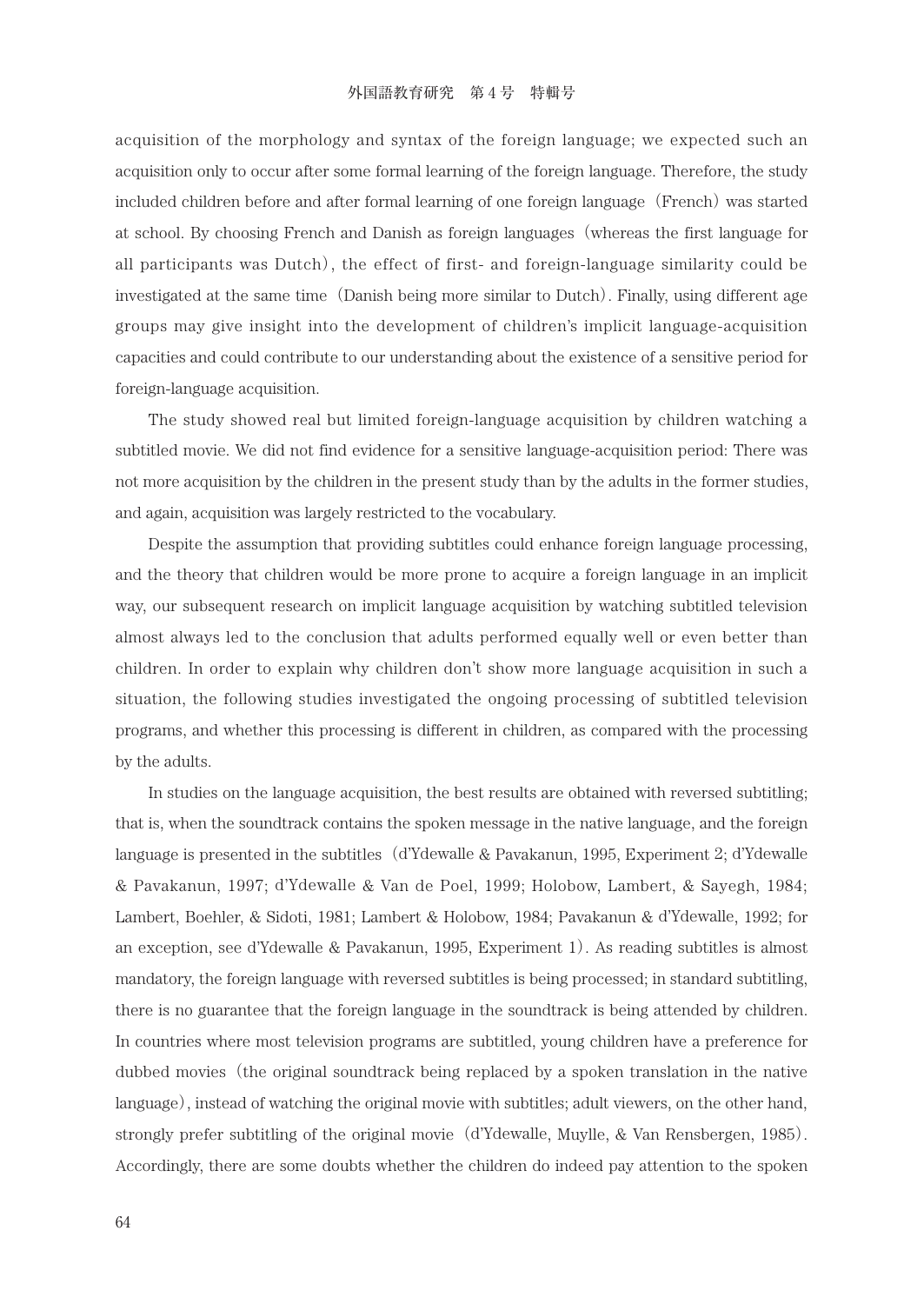acquisition of the morphology and syntax of the foreign language; we expected such an acquisition only to occur after some formal learning of the foreign language. Therefore, the study included children before and after formal learning of one foreign language (French) was started at school. By choosing French and Danish as foreign languages (whereas the first language for all participants was Dutch), the effect of first- and foreign-language similarity could be investigated at the same time (Danish being more similar to Dutch). Finally, using different age groups may give insight into the development of children's implicit language-acquisition capacities and could contribute to our understanding about the existence of a sensitive period for foreign-language acquisition.

The study showed real but limited foreign-language acquisition by children watching a subtitled movie. We did not find evidence for a sensitive language-acquisition period: There was not more acquisition by the children in the present study than by the adults in the former studies, and again, acquisition was largely restricted to the vocabulary.

Despite the assumption that providing subtitles could enhance foreign language processing, and the theory that children would be more prone to acquire a foreign language in an implicit way, our subsequent research on implicit language acquisition by watching subtitled television almost always led to the conclusion that adults performed equally well or even better than children. In order to explain why children don't show more language acquisition in such a situation, the following studies investigated the ongoing processing of subtitled television programs, and whether this processing is different in children, as compared with the processing by the adults.

In studies on the language acquisition, the best results are obtained with reversed subtitling; that is, when the soundtrack contains the spoken message in the native language, and the foreign language is presented in the subtitles (d'Ydewalle & Pavakanun, 1995, Experiment 2; d'Ydewalle & Pavakanun, 1997; d'Ydewalle & Van de Poel, 1999; Holobow, Lambert, & Sayegh, 1984; Lambert, Boehler, & Sidoti, 1981; Lambert & Holobow, 1984; Pavakanun & d'Ydewalle, 1992; for an exception, see d'Ydewalle & Pavakanun, 1995, Experiment 1). As reading subtitles is almost mandatory, the foreign language with reversed subtitles is being processed; in standard subtitling, there is no guarantee that the foreign language in the soundtrack is being attended by children. In countries where most television programs are subtitled, young children have a preference for dubbed movies (the original soundtrack being replaced by a spoken translation in the native language), instead of watching the original movie with subtitles; adult viewers, on the other hand, strongly prefer subtitling of the original movie (d'Ydewalle, Muylle, & Van Rensbergen, 1985). Accordingly, there are some doubts whether the children do indeed pay attention to the spoken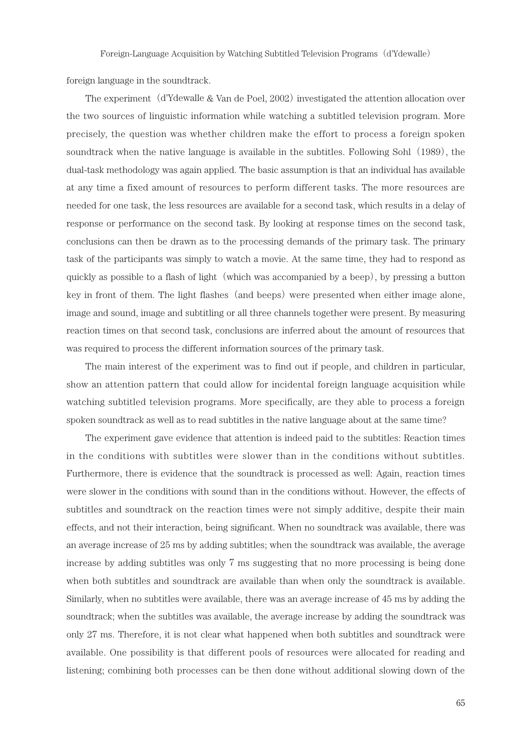foreign language in the soundtrack.

The experiment（d'Ydewalle & Van de Poel, 2002）investigated the attention allocation over the two sources of linguistic information while watching a subtitled television program. More precisely, the question was whether children make the effort to process a foreign spoken soundtrack when the native language is available in the subtitles. Following Sohl（1989）, the dual-task methodology was again applied. The basic assumption is that an individual has available at any time a fixed amount of resources to perform different tasks. The more resources are needed for one task, the less resources are available for a second task, which results in a delay of response or performance on the second task. By looking at response times on the second task, conclusions can then be drawn as to the processing demands of the primary task. The primary task of the participants was simply to watch a movie. At the same time, they had to respond as quickly as possible to a flash of light（which was accompanied by a beep）, by pressing a button key in front of them. The light flashes（and beeps）were presented when either image alone, image and sound, image and subtitling or all three channels together were present. By measuring reaction times on that second task, conclusions are inferred about the amount of resources that was required to process the different information sources of the primary task.

The main interest of the experiment was to find out if people, and children in particular, show an attention pattern that could allow for incidental foreign language acquisition while watching subtitled television programs. More specifically, are they able to process a foreign spoken soundtrack as well as to read subtitles in the native language about at the same time?

The experiment gave evidence that attention is indeed paid to the subtitles: Reaction times in the conditions with subtitles were slower than in the conditions without subtitles. Furthermore, there is evidence that the soundtrack is processed as well: Again, reaction times were slower in the conditions with sound than in the conditions without. However, the effects of subtitles and soundtrack on the reaction times were not simply additive, despite their main effects, and not their interaction, being significant. When no soundtrack was available, there was an average increase of 25 ms by adding subtitles; when the soundtrack was available, the average increase by adding subtitles was only 7 ms suggesting that no more processing is being done when both subtitles and soundtrack are available than when only the soundtrack is available. Similarly, when no subtitles were available, there was an average increase of 45 ms by adding the soundtrack; when the subtitles was available, the average increase by adding the soundtrack was only 27 ms. Therefore, it is not clear what happened when both subtitles and soundtrack were available. One possibility is that different pools of resources were allocated for reading and listening; combining both processes can be then done without additional slowing down of the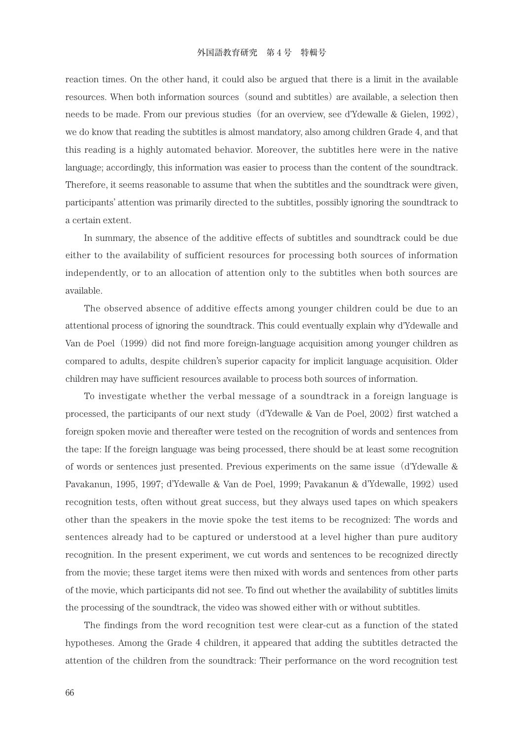reaction times. On the other hand, it could also be argued that there is a limit in the available resources. When both information sources（sound and subtitles）are available, a selection then needs to be made. From our previous studies（for an overview, see d'Ydewalle & Gielen, 1992）, we do know that reading the subtitles is almost mandatory, also among children Grade 4, and that this reading is a highly automated behavior. Moreover, the subtitles here were in the native language; accordingly, this information was easier to process than the content of the soundtrack. Therefore, it seems reasonable to assume that when the subtitles and the soundtrack were given, participants' attention was primarily directed to the subtitles, possibly ignoring the soundtrack to a certain extent.

In summary, the absence of the additive effects of subtitles and soundtrack could be due either to the availability of sufficient resources for processing both sources of information independently, or to an allocation of attention only to the subtitles when both sources are available.

The observed absence of additive effects among younger children could be due to an attentional process of ignoring the soundtrack. This could eventually explain why d'Ydewalle and Van de Poel（1999）did not find more foreign-language acquisition among younger children as compared to adults, despite children's superior capacity for implicit language acquisition. Older children may have sufficient resources available to process both sources of information.

To investigate whether the verbal message of a soundtrack in a foreign language is processed, the participants of our next study（d'Ydewalle & Van de Poel, 2002）first watched a foreign spoken movie and thereafter were tested on the recognition of words and sentences from the tape: If the foreign language was being processed, there should be at least some recognition of words or sentences just presented. Previous experiments on the same issue（d'Ydewalle & Pavakanun, 1995, 1997; d'Ydewalle & Van de Poel, 1999; Pavakanun & d'Ydewalle, 1992）used recognition tests, often without great success, but they always used tapes on which speakers other than the speakers in the movie spoke the test items to be recognized: The words and sentences already had to be captured or understood at a level higher than pure auditory recognition. In the present experiment, we cut words and sentences to be recognized directly from the movie; these target items were then mixed with words and sentences from other parts of the movie, which participants did not see. To find out whether the availability of subtitles limits the processing of the soundtrack, the video was showed either with or without subtitles.

The findings from the word recognition test were clear-cut as a function of the stated hypotheses. Among the Grade 4 children, it appeared that adding the subtitles detracted the attention of the children from the soundtrack: Their performance on the word recognition test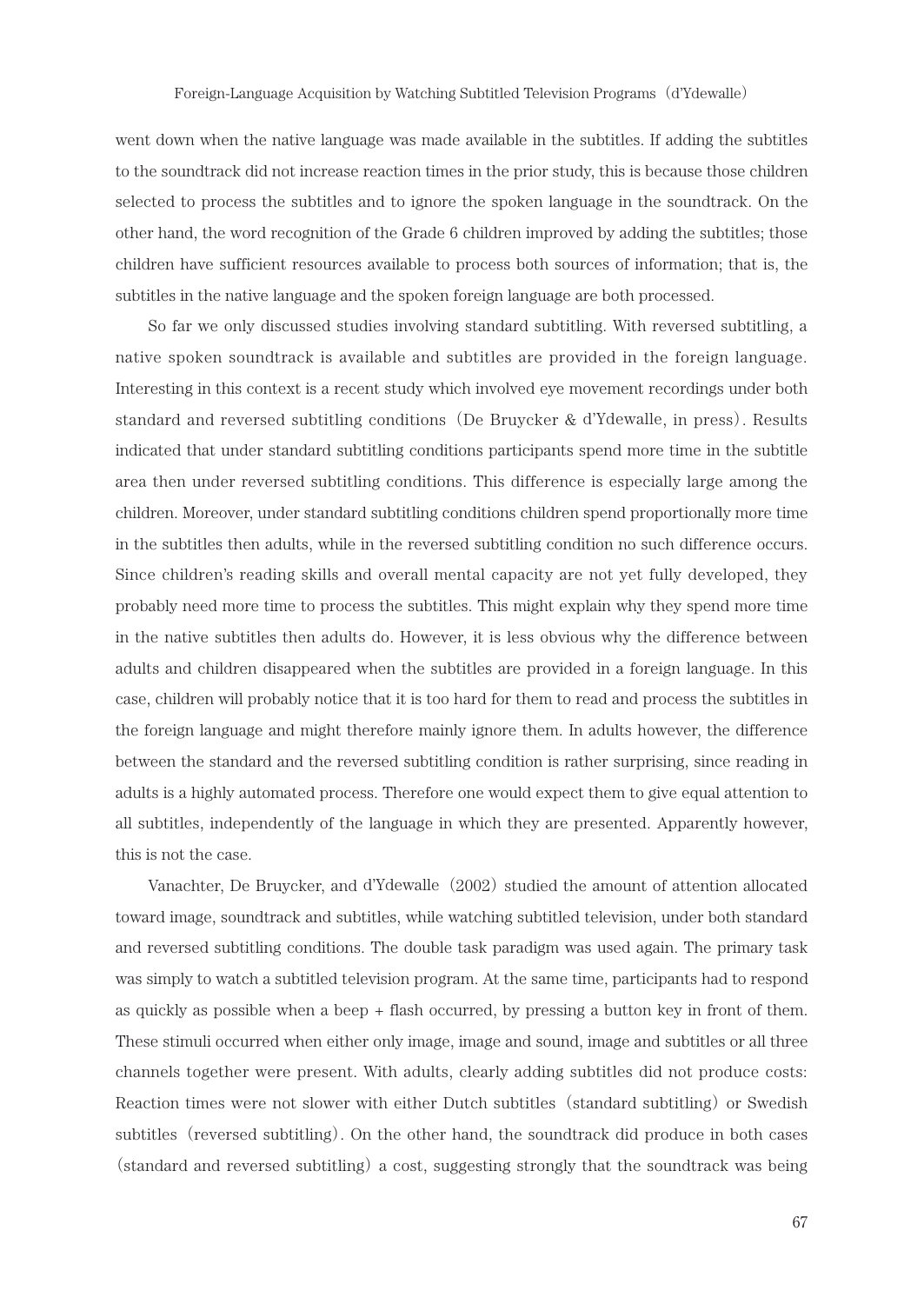went down when the native language was made available in the subtitles. If adding the subtitles to the soundtrack did not increase reaction times in the prior study, this is because those children selected to process the subtitles and to ignore the spoken language in the soundtrack. On the other hand, the word recognition of the Grade 6 children improved by adding the subtitles; those children have sufficient resources available to process both sources of information; that is, the subtitles in the native language and the spoken foreign language are both processed.

So far we only discussed studies involving standard subtitling. With reversed subtitling, a native spoken soundtrack is available and subtitles are provided in the foreign language. Interesting in this context is a recent study which involved eye movement recordings under both standard and reversed subtitling conditions（De Bruycker & d'Ydewalle, in press）. Results indicated that under standard subtitling conditions participants spend more time in the subtitle area then under reversed subtitling conditions. This difference is especially large among the children. Moreover, under standard subtitling conditions children spend proportionally more time in the subtitles then adults, while in the reversed subtitling condition no such difference occurs. Since children's reading skills and overall mental capacity are not yet fully developed, they probably need more time to process the subtitles. This might explain why they spend more time in the native subtitles then adults do. However, it is less obvious why the difference between adults and children disappeared when the subtitles are provided in a foreign language. In this case, children will probably notice that it is too hard for them to read and process the subtitles in the foreign language and might therefore mainly ignore them. In adults however, the difference between the standard and the reversed subtitling condition is rather surprising, since reading in adults is a highly automated process. Therefore one would expect them to give equal attention to all subtitles, independently of the language in which they are presented. Apparently however, this is not the case.

Vanachter, De Bruycker, and d'Ydewalle（2002）studied the amount of attention allocated toward image, soundtrack and subtitles, while watching subtitled television, under both standard and reversed subtitling conditions. The double task paradigm was used again. The primary task was simply to watch a subtitled television program. At the same time, participants had to respond as quickly as possible when a beep + flash occurred, by pressing a button key in front of them. These stimuli occurred when either only image, image and sound, image and subtitles or all three channels together were present. With adults, clearly adding subtitles did not produce costs: Reaction times were not slower with either Dutch subtitles（standard subtitling）or Swedish subtitles（reversed subtitling）. On the other hand, the soundtrack did produce in both cases（standard and reversed subtitling）a cost, suggesting strongly that the soundtrack was being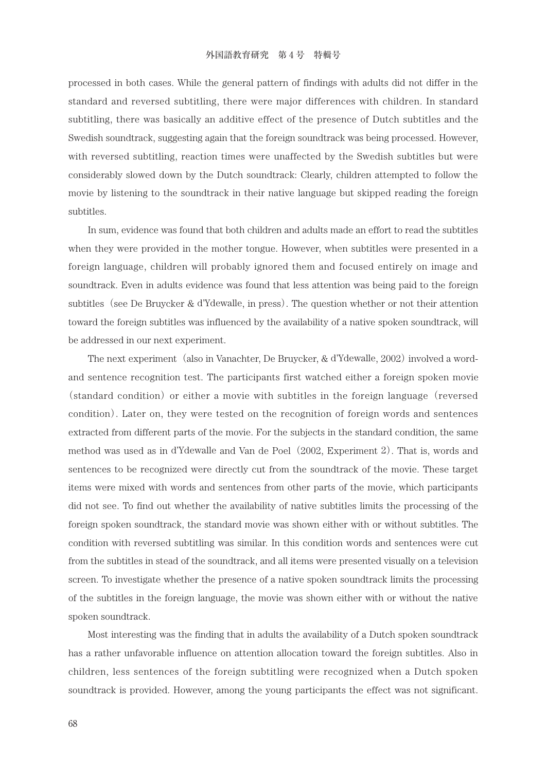processed in both cases. While the general pattern of findings with adults did not differ in the standard and reversed subtitling, there were major differences with children. In standard subtitling, there was basically an additive effect of the presence of Dutch subtitles and the Swedish soundtrack, suggesting again that the foreign soundtrack was being processed. However, with reversed subtitling, reaction times were unaffected by the Swedish subtitles but were considerably slowed down by the Dutch soundtrack: Clearly, children attempted to follow the movie by listening to the soundtrack in their native language but skipped reading the foreign subtitles.

In sum, evidence was found that both children and adults made an effort to read the subtitles when they were provided in the mother tongue. However, when subtitles were presented in a foreign language, children will probably ignored them and focused entirely on image and soundtrack. Even in adults evidence was found that less attention was being paid to the foreign subtitles（see De Bruycker & d'Ydewalle, in press）. The question whether or not their attention toward the foreign subtitles was influenced by the availability of a native spoken soundtrack, will be addressed in our next experiment.

The next experiment（also in Vanachter, De Bruycker, & d'Ydewalle, 2002）involved a word- and sentence recognition test. The participants first watched either a foreign spoken movie（standard condition）or either a movie with subtitles in the foreign language（reversed condition）. Later on, they were tested on the recognition of foreign words and sentences extracted from different parts of the movie. For the subjects in the standard condition, the same method was used as in d'Ydewalle and Van de Poel（2002, Experiment 2）. That is, words and sentences to be recognized were directly cut from the soundtrack of the movie. These target items were mixed with words and sentences from other parts of the movie, which participants did not see. To find out whether the availability of native subtitles limits the processing of the foreign spoken soundtrack, the standard movie was shown either with or without subtitles. The condition with reversed subtitling was similar. In this condition words and sentences were cut from the subtitles in stead of the soundtrack, and all items were presented visually on a television screen. To investigate whether the presence of a native spoken soundtrack limits the processing of the subtitles in the foreign language, the movie was shown either with or without the native spoken soundtrack.

Most interesting was the finding that in adults the availability of a Dutch spoken soundtrack has a rather unfavorable influence on attention allocation toward the foreign subtitles. Also in children, less sentences of the foreign subtitling were recognized when a Dutch spoken soundtrack is provided. However, among the young participants the effect was not significant.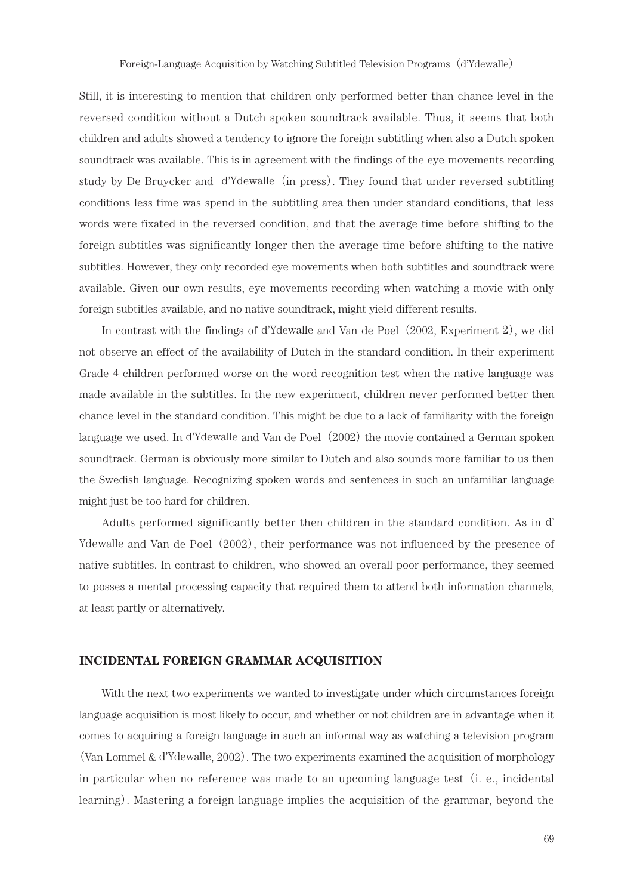Still, it is interesting to mention that children only performed better than chance level in the reversed condition without a Dutch spoken soundtrack available. Thus, it seems that both children and adults showed a tendency to ignore the foreign subtitling when also a Dutch spoken soundtrack was available. This is in agreement with the findings of the eye-movements recording study by De Bruycker and d'Ydewalle (in press). They found that under reversed subtitling conditions less time was spend in the subtitling area then under standard conditions, that less words were fixated in the reversed condition, and that the average time before shifting to the foreign subtitles was significantly longer then the average time before shifting to the native subtitles. However, they only recorded eye movements when both subtitles and soundtrack were available. Given our own results, eye movements recording when watching a movie with only foreign subtitles available, and no native soundtrack, might yield different results.

In contrast with the findings of d'Ydewalle and Van de Poel (2002, Experiment 2), we did not observe an effect of the availability of Dutch in the standard condition. In their experiment Grade 4 children performed worse on the word recognition test when the native language was made available in the subtitles. In the new experiment, children never performed better then chance level in the standard condition. This might be due to a lack of familiarity with the foreign language we used. In d'Ydewalle and Van de Poel (2002) the movie contained a German spoken soundtrack. German is obviously more similar to Dutch and also sounds more familiar to us then the Swedish language. Recognizing spoken words and sentences in such an unfamiliar language might just be too hard for children.

Adults performed significantly better then children in the standard condition. As in d'Ydewalle and Van de Poel (2002), their performance was not influenced by the presence of native subtitles. In contrast to children, who showed an overall poor performance, they seemed to posses a mental processing capacity that required them to attend both information channels, at least partly or alternatively.

## INCIDENTAL FOREIGN GRAMMAR ACQUISITION

With the next two experiments we wanted to investigate under which circumstances foreign language acquisition is most likely to occur, and whether or not children are in advantage when it comes to acquiring a foreign language in such an informal way as watching a television program (Van Lommel & d'Ydewalle, 2002). The two experiments examined the acquisition of morphology in particular when no reference was made to an upcoming language test (i. e., incidental learning). Mastering a foreign language implies the acquisition of the grammar, beyond the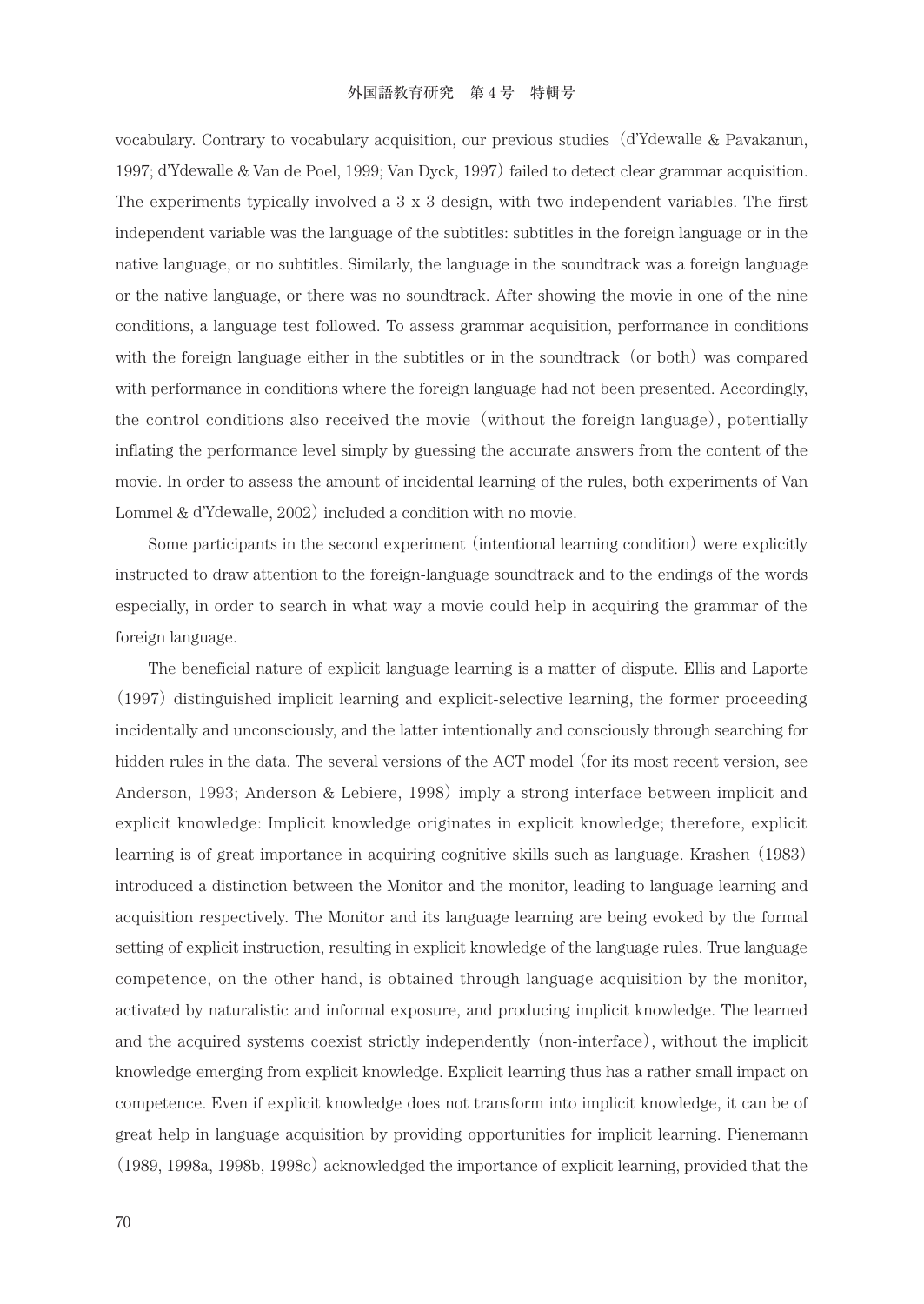vocabulary. Contrary to vocabulary acquisition, our previous studies（d'Ydewalle & Pavakanun, 1997; d'Ydewalle & Van de Poel, 1999; Van Dyck, 1997）failed to detect clear grammar acquisition. The experiments typically involved a 3 x 3 design, with two independent variables. The first independent variable was the language of the subtitles: subtitles in the foreign language or in the native language, or no subtitles. Similarly, the language in the soundtrack was a foreign language or the native language, or there was no soundtrack. After showing the movie in one of the nine conditions, a language test followed. To assess grammar acquisition, performance in conditions with the foreign language either in the subtitles or in the soundtrack（or both）was compared with performance in conditions where the foreign language had not been presented. Accordingly, the control conditions also received the movie（without the foreign language）, potentially inflating the performance level simply by guessing the accurate answers from the content of the movie. In order to assess the amount of incidental learning of the rules, both experiments of Van Lommel & d'Ydewalle, 2002）included a condition with no movie.

Some participants in the second experiment（intentional learning condition）were explicitly instructed to draw attention to the foreign-language soundtrack and to the endings of the words especially, in order to search in what way a movie could help in acquiring the grammar of the foreign language.

The beneficial nature of explicit language learning is a matter of dispute. Ellis and Laporte（1997）distinguished implicit learning and explicit-selective learning, the former proceeding incidentally and unconsciously, and the latter intentionally and consciously through searching for hidden rules in the data. The several versions of the ACT model（for its most recent version, see Anderson, 1993; Anderson & Lebiere, 1998）imply a strong interface between implicit and explicit knowledge: Implicit knowledge originates in explicit knowledge; therefore, explicit learning is of great importance in acquiring cognitive skills such as language. Krashen（1983）introduced a distinction between the Monitor and the monitor, leading to language learning and acquisition respectively. The Monitor and its language learning are being evoked by the formal setting of explicit instruction, resulting in explicit knowledge of the language rules. True language competence, on the other hand, is obtained through language acquisition by the monitor, activated by naturalistic and informal exposure, and producing implicit knowledge. The learned and the acquired systems coexist strictly independently（non-interface）, without the implicit knowledge emerging from explicit knowledge. Explicit learning thus has a rather small impact on competence. Even if explicit knowledge does not transform into implicit knowledge, it can be of great help in language acquisition by providing opportunities for implicit learning. Pienemann（1989, 1998a, 1998b, 1998c）acknowledged the importance of explicit learning, provided that the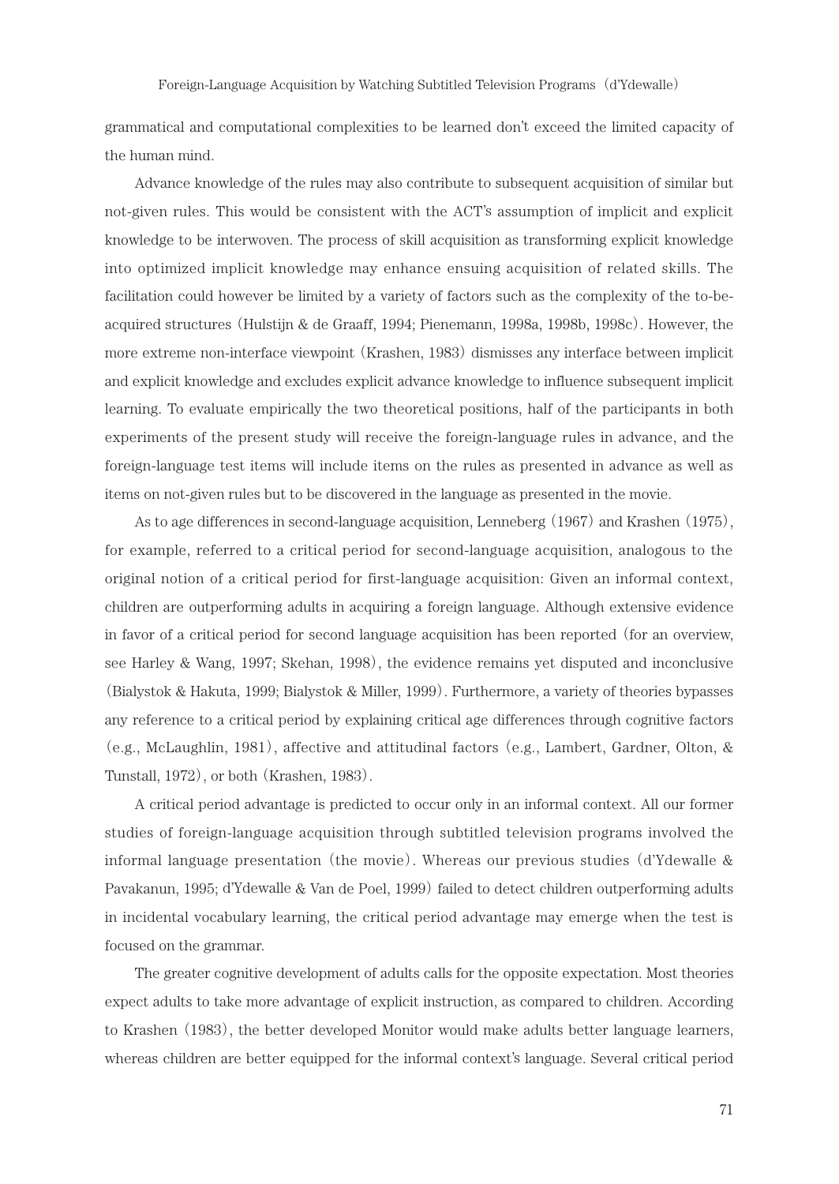grammatical and computational complexities to be learned don't exceed the limited capacity of the human mind.

Advance knowledge of the rules may also contribute to subsequent acquisition of similar but not-given rules. This would be consistent with the ACT's assumption of implicit and explicit knowledge to be interwoven. The process of skill acquisition as transforming explicit knowledge into optimized implicit knowledge may enhance ensuing acquisition of related skills. The facilitation could however be limited by a variety of factors such as the complexity of the to-be-acquired structures (Hulstijn & de Graaff, 1994; Pienemann, 1998a, 1998b, 1998c). However, the more extreme non-interface viewpoint (Krashen, 1983) dismisses any interface between implicit and explicit knowledge and excludes explicit advance knowledge to influence subsequent implicit learning. To evaluate empirically the two theoretical positions, half of the participants in both experiments of the present study will receive the foreign-language rules in advance, and the foreign-language test items will include items on the rules as presented in advance as well as items on not-given rules but to be discovered in the language as presented in the movie.

As to age differences in second-language acquisition, Lenneberg (1967) and Krashen (1975), for example, referred to a critical period for second-language acquisition, analogous to the original notion of a critical period for first-language acquisition: Given an informal context, children are outperforming adults in acquiring a foreign language. Although extensive evidence in favor of a critical period for second language acquisition has been reported (for an overview, see Harley & Wang, 1997; Skehan, 1998), the evidence remains yet disputed and inconclusive (Bialystok & Hakuta, 1999; Bialystok & Miller, 1999). Furthermore, a variety of theories bypasses any reference to a critical period by explaining critical age differences through cognitive factors (e.g., McLaughlin, 1981), affective and attitudinal factors (e.g., Lambert, Gardner, Olton, & Tunstall, 1972), or both (Krashen, 1983).

A critical period advantage is predicted to occur only in an informal context. All our former studies of foreign-language acquisition through subtitled television programs involved the informal language presentation (the movie). Whereas our previous studies (d'Ydewalle & Pavakanun, 1995; d'Ydewalle & Van de Poel, 1999) failed to detect children outperforming adults in incidental vocabulary learning, the critical period advantage may emerge when the test is focused on the grammar.

The greater cognitive development of adults calls for the opposite expectation. Most theories expect adults to take more advantage of explicit instruction, as compared to children. According to Krashen (1983), the better developed Monitor would make adults better language learners, whereas children are better equipped for the informal context's language. Several critical period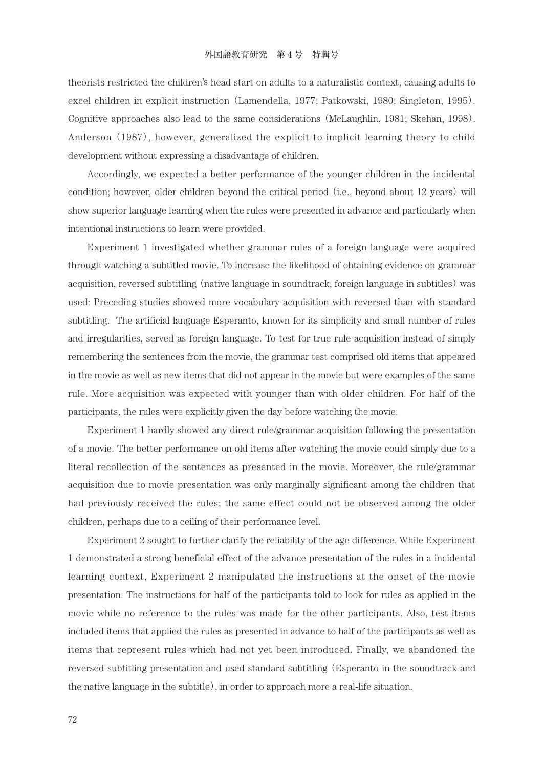theorists restricted the children's head start on adults to a naturalistic context, causing adults to excel children in explicit instruction (Lamendella, 1977; Patkowski, 1980; Singleton, 1995). Cognitive approaches also lead to the same considerations (McLaughlin, 1981; Skehan, 1998). Anderson (1987), however, generalized the explicit-to-implicit learning theory to child development without expressing a disadvantage of children.

Accordingly, we expected a better performance of the younger children in the incidental condition; however, older children beyond the critical period (i.e., beyond about 12 years) will show superior language learning when the rules were presented in advance and particularly when intentional instructions to learn were provided.

Experiment 1 investigated whether grammar rules of a foreign language were acquired through watching a subtitled movie. To increase the likelihood of obtaining evidence on grammar acquisition, reversed subtitling (native language in soundtrack; foreign language in subtitles) was used: Preceding studies showed more vocabulary acquisition with reversed than with standard subtitling. The artificial language Esperanto, known for its simplicity and small number of rules and irregularities, served as foreign language. To test for true rule acquisition instead of simply remembering the sentences from the movie, the grammar test comprised old items that appeared in the movie as well as new items that did not appear in the movie but were examples of the same rule. More acquisition was expected with younger than with older children. For half of the participants, the rules were explicitly given the day before watching the movie.

Experiment 1 hardly showed any direct rule/grammar acquisition following the presentation of a movie. The better performance on old items after watching the movie could simply due to a literal recollection of the sentences as presented in the movie. Moreover, the rule/grammar acquisition due to movie presentation was only marginally significant among the children that had previously received the rules; the same effect could not be observed among the older children, perhaps due to a ceiling of their performance level.

Experiment 2 sought to further clarify the reliability of the age difference. While Experiment 1 demonstrated a strong beneficial effect of the advance presentation of the rules in a incidental learning context, Experiment 2 manipulated the instructions at the onset of the movie presentation: The instructions for half of the participants told to look for rules as applied in the movie while no reference to the rules was made for the other participants. Also, test items included items that applied the rules as presented in advance to half of the participants as well as items that represent rules which had not yet been introduced. Finally, we abandoned the reversed subtitling presentation and used standard subtitling (Esperanto in the soundtrack and the native language in the subtitle), in order to approach more a real-life situation.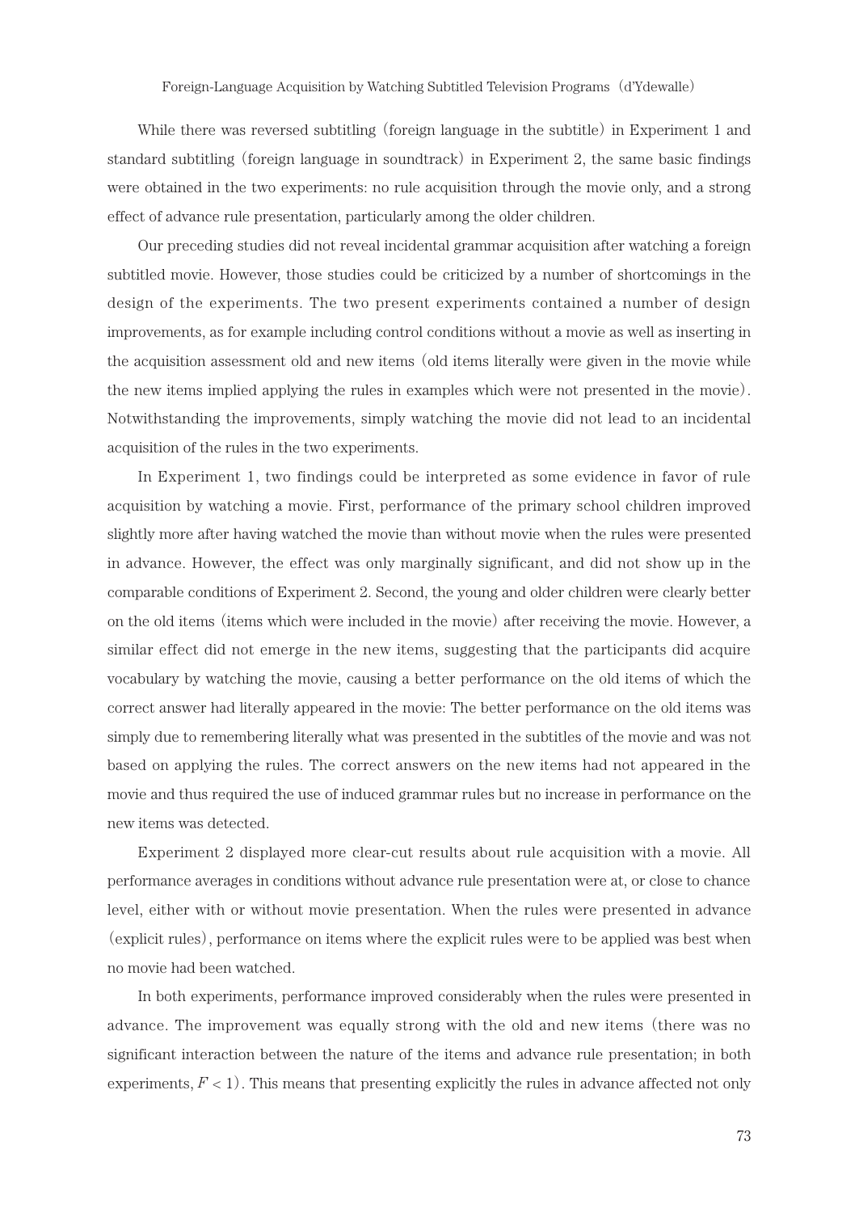While there was reversed subtitling (foreign language in the subtitle) in Experiment 1 and standard subtitling (foreign language in soundtrack) in Experiment 2, the same basic findings were obtained in the two experiments: no rule acquisition through the movie only, and a strong effect of advance rule presentation, particularly among the older children.

Our preceding studies did not reveal incidental grammar acquisition after watching a foreign subtitled movie. However, those studies could be criticized by a number of shortcomings in the design of the experiments. The two present experiments contained a number of design improvements, as for example including control conditions without a movie as well as inserting in the acquisition assessment old and new items (old items literally were given in the movie while the new items implied applying the rules in examples which were not presented in the movie). Notwithstanding the improvements, simply watching the movie did not lead to an incidental acquisition of the rules in the two experiments.

In Experiment 1, two findings could be interpreted as some evidence in favor of rule acquisition by watching a movie. First, performance of the primary school children improved slightly more after having watched the movie than without movie when the rules were presented in advance. However, the effect was only marginally significant, and did not show up in the comparable conditions of Experiment 2. Second, the young and older children were clearly better on the old items (items which were included in the movie) after receiving the movie. However, a similar effect did not emerge in the new items, suggesting that the participants did acquire vocabulary by watching the movie, causing a better performance on the old items of which the correct answer had literally appeared in the movie: The better performance on the old items was simply due to remembering literally what was presented in the subtitles of the movie and was not based on applying the rules. The correct answers on the new items had not appeared in the movie and thus required the use of induced grammar rules but no increase in performance on the new items was detected.

Experiment 2 displayed more clear-cut results about rule acquisition with a movie. All performance averages in conditions without advance rule presentation were at, or close to chance level, either with or without movie presentation. When the rules were presented in advance (explicit rules), performance on items where the explicit rules were to be applied was best when no movie had been watched.

In both experiments, performance improved considerably when the rules were presented in advance. The improvement was equally strong with the old and new items (there was no significant interaction between the nature of the items and advance rule presentation; in both experiments, $F < 1$). This means that presenting explicitly the rules in advance affected not only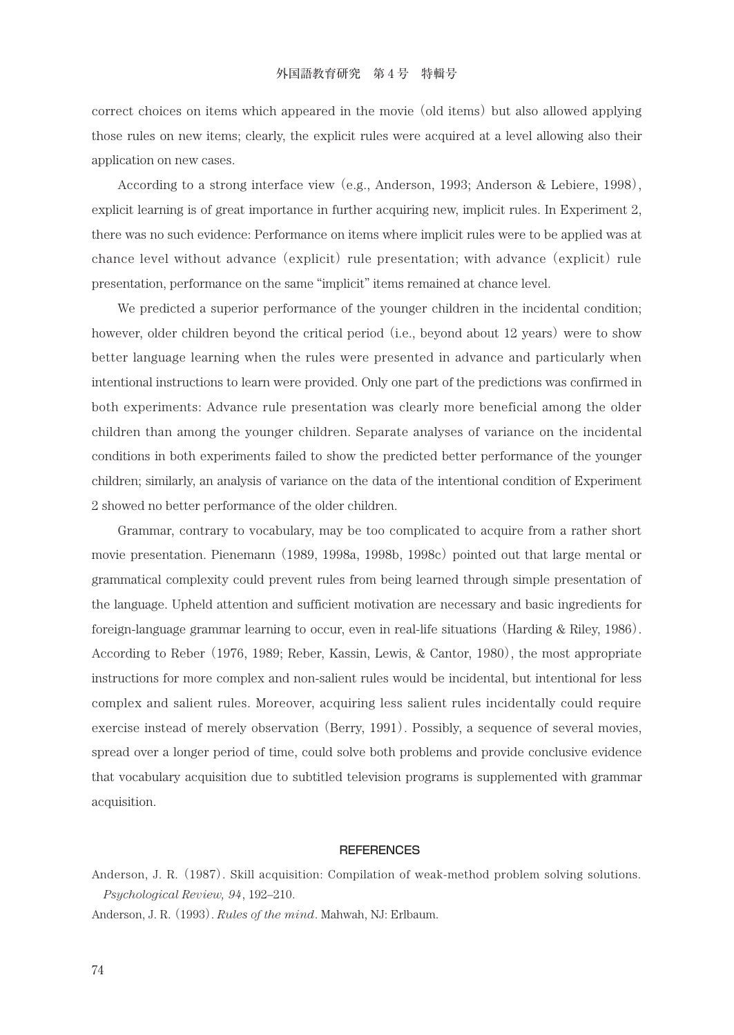correct choices on items which appeared in the movie (old items) but also allowed applying those rules on new items; clearly, the explicit rules were acquired at a level allowing also their application on new cases.

According to a strong interface view (e.g., Anderson, 1993; Anderson & Lebiere, 1998), explicit learning is of great importance in further acquiring new, implicit rules. In Experiment 2, there was no such evidence: Performance on items where implicit rules were to be applied was at chance level without advance (explicit) rule presentation; with advance (explicit) rule presentation, performance on the same "implicit" items remained at chance level.

We predicted a superior performance of the younger children in the incidental condition; however, older children beyond the critical period (i.e., beyond about 12 years) were to show better language learning when the rules were presented in advance and particularly when intentional instructions to learn were provided. Only one part of the predictions was confirmed in both experiments: Advance rule presentation was clearly more beneficial among the older children than among the younger children. Separate analyses of variance on the incidental conditions in both experiments failed to show the predicted better performance of the younger children; similarly, an analysis of variance on the data of the intentional condition of Experiment 2 showed no better performance of the older children.

Grammar, contrary to vocabulary, may be too complicated to acquire from a rather short movie presentation. Pienemann (1989, 1998a, 1998b, 1998c) pointed out that large mental or grammatical complexity could prevent rules from being learned through simple presentation of the language. Upheld attention and sufficient motivation are necessary and basic ingredients for foreign-language grammar learning to occur, even in real-life situations (Harding & Riley, 1986). According to Reber (1976, 1989; Reber, Kassin, Lewis, & Cantor, 1980), the most appropriate instructions for more complex and non-salient rules would be incidental, but intentional for less complex and salient rules. Moreover, acquiring less salient rules incidentally could require exercise instead of merely observation (Berry, 1991). Possibly, a sequence of several movies, spread over a longer period of time, could solve both problems and provide conclusive evidence that vocabulary acquisition due to subtitled television programs is supplemented with grammar acquisition.

## REFERENCES

Anderson, J. R. (1987). Skill acquisition: Compilation of weak-method problem solving solutions. *Psychological Review, 94*, 192–210.

Anderson, J. R. (1993). *Rules of the mind*. Mahwah, NJ: Erlbaum.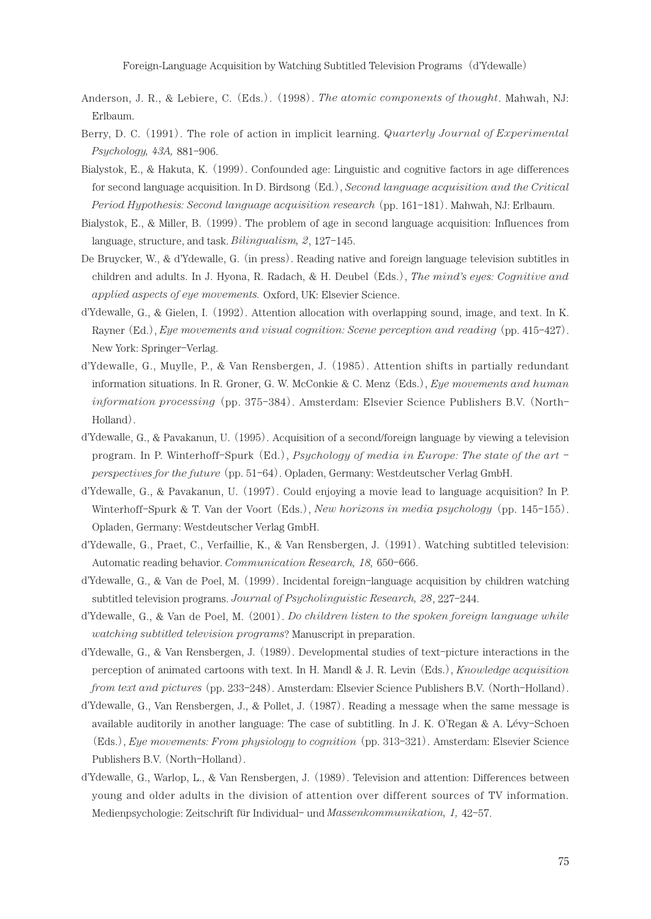Anderson, J. R., & Lebiere, C. (Eds.). (1998). *The atomic components of thought*. Mahwah, NJ: Erlbaum.

Berry, D. C. (1991). The role of action in implicit learning. *Quarterly Journal of Experimental Psychology, 43A,* 881–906.

Bialystok, E., & Hakuta, K. (1999). Confounded age: Linguistic and cognitive factors in age differences for second language acquisition. In D. Birdsong (Ed.), *Second language acquisition and the Critical Period Hypothesis: Second language acquisition research* (pp. 161–181). Mahwah, NJ: Erlbaum.

Bialystok, E., & Miller, B. (1999). The problem of age in second language acquisition: Influences from language, structure, and task. *Bilingualism, 2*, 127–145.

De Bruycker, W., & d'Ydewalle, G. (in press). Reading native and foreign language television subtitles in children and adults. In J. Hyona, R. Radach, & H. Deubel (Eds.), *The mind's eyes: Cognitive and applied aspects of eye movements.* Oxford, UK: Elsevier Science.

d'Ydewalle, G., & Gielen, I. (1992). Attention allocation with overlapping sound, image, and text. In K. Rayner (Ed.), *Eye movements and visual cognition: Scene perception and reading* (pp. 415–427). New York: Springer–Verlag.

d'Ydewalle, G., Muylle, P., & Van Rensbergen, J. (1985). Attention shifts in partially redundant information situations. In R. Groner, G. W. McConkie & C. Menz (Eds.), *Eye movements and human information processing* (pp. 375–384). Amsterdam: Elsevier Science Publishers B.V. (North-Holland).

d'Ydewalle, G., & Pavakanun, U. (1995). Acquisition of a second/foreign language by viewing a television program. In P. Winterhoff-Spurk (Ed.), *Psychology of media in Europe: The state of the art – perspectives for the future* (pp. 51–64). Opladen, Germany: Westdeutscher Verlag GmbH.

d'Ydewalle, G., & Pavakanun, U. (1997). Could enjoying a movie lead to language acquisition? In P. Winterhoff–Spurk & T. Van der Voort (Eds.), *New horizons in media psychology* (pp. 145–155). Opladen, Germany: Westdeutscher Verlag GmbH.

d'Ydewalle, G., Praet, C., Verfaillie, K., & Van Rensbergen, J. (1991). Watching subtitled television: Automatic reading behavior. *Communication Research, 18,* 650–666.

d'Ydewalle, G., & Van de Poel, M. (1999). Incidental foreign–language acquisition by children watching subtitled television programs. *Journal of Psycholinguistic Research, 28*, 227–244.

d'Ydewalle, G., & Van de Poel, M. (2001). *Do children listen to the spoken foreign language while watching subtitled television programs*? Manuscript in preparation.

d'Ydewalle, G., & Van Rensbergen, J. (1989). Developmental studies of text–picture interactions in the perception of animated cartoons with text. In H. Mandl & J. R. Levin (Eds.), *Knowledge acquisition from text and pictures* (pp. 233–248). Amsterdam: Elsevier Science Publishers B.V. (North–Holland).

d'Ydewalle, G., Van Rensbergen, J., & Pollet, J. (1987). Reading a message when the same message is available auditorily in another language: The case of subtitling. In J. K. O'Regan & A. Lévy–Schoen (Eds.), *Eye movements: From physiology to cognition* (pp. 313–321). Amsterdam: Elsevier Science Publishers B.V. (North–Holland).

d'Ydewalle, G., Warlop, L., & Van Rensbergen, J. (1989). Television and attention: Differences between young and older adults in the division of attention over different sources of TV information. Medienpsychologie: Zeitschrift für Individual– und *Massenkommunikation, 1,* 42–57.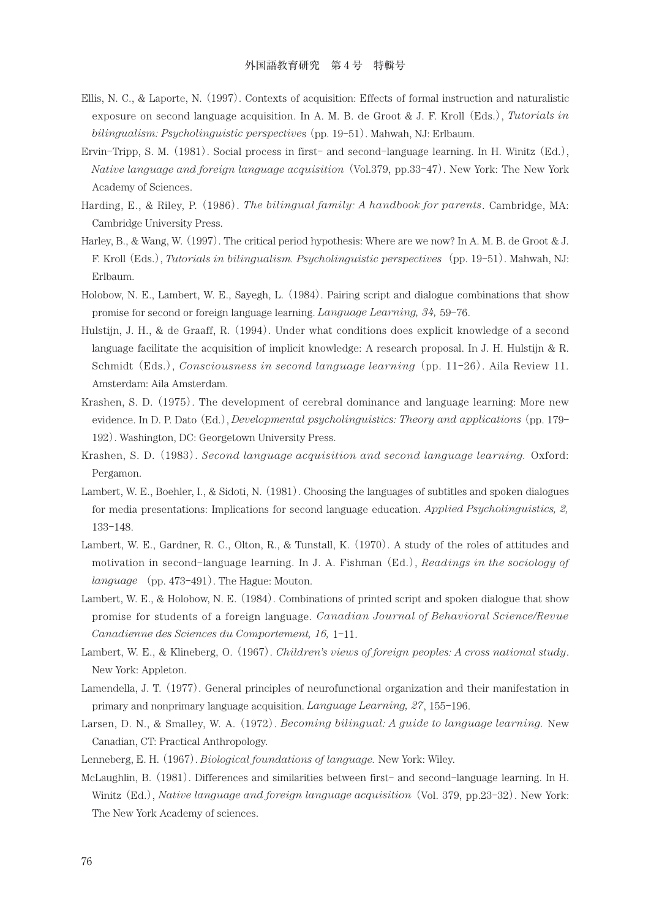Ellis, N. C., & Laporte, N.（1997）. Contexts of acquisition: Effects of formal instruction and naturalistic exposure on second language acquisition. In A. M. B. de Groot & J. F. Kroll（Eds.）, *Tutorials in bilingualism: Psycholinguistic perspectives*（pp. 19-51）. Mahwah, NJ: Erlbaum.

Ervin-Tripp, S. M.（1981）. Social process in first- and second-language learning. In H. Winitz（Ed.）, *Native language and foreign language acquisition*（Vol.379, pp.33-47）. New York: The New York Academy of Sciences.

Harding, E., & Riley, P.（1986）. *The bilingual family: A handbook for parents*. Cambridge, MA: Cambridge University Press.

Harley, B., & Wang, W.（1997）. The critical period hypothesis: Where are we now? In A. M. B. de Groot & J. F. Kroll（Eds.）, *Tutorials in bilingualism. Psycholinguistic perspectives*（pp. 19-51）. Mahwah, NJ: Erlbaum.

Holobow, N. E., Lambert, W. E., Sayegh, L.（1984）. Pairing script and dialogue combinations that show promise for second or foreign language learning. *Language Learning, 34,* 59-76.

Hulstijn, J. H., & de Graaff, R.（1994）. Under what conditions does explicit knowledge of a second language facilitate the acquisition of implicit knowledge: A research proposal. In J. H. Hulstijn & R. Schmidt（Eds.）, *Consciousness in second language learning*（pp. 11-26）. Aila Review 11. Amsterdam: Aila Amsterdam.

Krashen, S. D.（1975）. The development of cerebral dominance and language learning: More new evidence. In D. P. Dato（Ed.）, *Developmental psycholinguistics: Theory and applications*（pp. 179-192）. Washington, DC: Georgetown University Press.

Krashen, S. D.（1983）. *Second language acquisition and second language learning.* Oxford: Pergamon.

Lambert, W. E., Boehler, I., & Sidoti, N.（1981）. Choosing the languages of subtitles and spoken dialogues for media presentations: Implications for second language education. *Applied Psycholinguistics, 2,* 133-148.

Lambert, W. E., Gardner, R. C., Olton, R., & Tunstall, K.（1970）. A study of the roles of attitudes and motivation in second-language learning. In J. A. Fishman（Ed.）, *Readings in the sociology of language*（pp. 473-491）. The Hague: Mouton.

Lambert, W. E., & Holobow, N. E.（1984）. Combinations of printed script and spoken dialogue that show promise for students of a foreign language. *Canadian Journal of Behavioral Science/Revue Canadienne des Sciences du Comportement, 16,* 1-11.

Lambert, W. E., & Klineberg, O.（1967）. *Children's views of foreign peoples: A cross national study*. New York: Appleton.

Lamendella, J. T.（1977）. General principles of neurofunctional organization and their manifestation in primary and nonprimary language acquisition. *Language Learning, 27*, 155-196.

Larsen, D. N., & Smalley, W. A.（1972）. *Becoming bilingual: A guide to language learning.* New Canadian, CT: Practical Anthropology.

Lenneberg, E. H.（1967）. *Biological foundations of language.* New York: Wiley.

McLaughlin, B.（1981）. Differences and similarities between first- and second-language learning. In H. Winitz（Ed.）, *Native language and foreign language acquisition*（Vol. 379, pp.23-32）. New York: The New York Academy of sciences.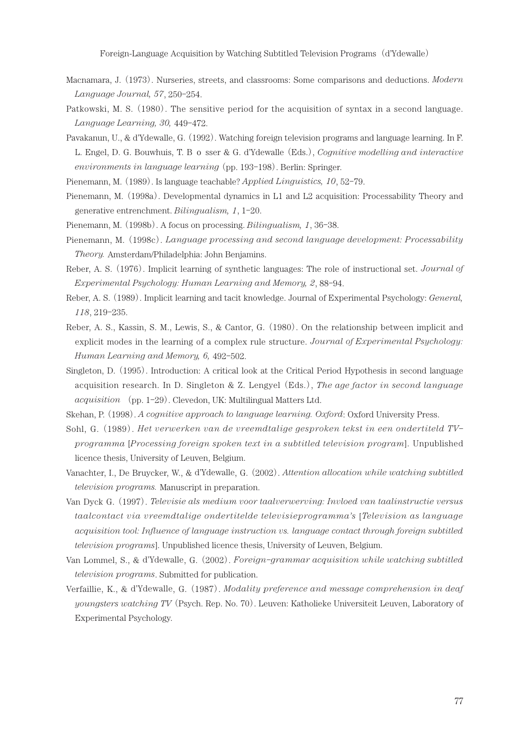Macnamara, J. (1973). Nurseries, streets, and classrooms: Some comparisons and deductions. *Modern Language Journal, 57*, 250–254.

Patkowski, M. S. (1980). The sensitive period for the acquisition of syntax in a second language. *Language Learning, 30,* 449–472.

Pavakanun, U., & d'Ydewalle, G. (1992). Watching foreign television programs and language learning. In F. L. Engel, D. G. Bouwhuis, T. B o sser & G. d'Ydewalle (Eds.), *Cognitive modelling and interactive environments in language learning* (pp. 193–198). Berlin: Springer.

Pienemann, M. (1989). Is language teachable? *Applied Linguistics, 10*, 52–79.

Pienemann, M. (1998a). Developmental dynamics in L1 and L2 acquisition: Processability Theory and generative entrenchment. *Bilingualism, 1*, 1–20.

Pienemann, M. (1998b). A focus on processing. *Bilingualism, 1*, 36–38.

Pienemann, M. (1998c). *Language processing and second language development: Processability Theory.* Amsterdam/Philadelphia: John Benjamins.

Reber, A. S. (1976). Implicit learning of synthetic languages: The role of instructional set. *Journal of Experimental Psychology: Human Learning and Memory, 2*, 88–94.

Reber, A. S. (1989). Implicit learning and tacit knowledge. Journal of Experimental Psychology: *General, 118*, 219–235.

Reber, A. S., Kassin, S. M., Lewis, S., & Cantor, G. (1980). On the relationship between implicit and explicit modes in the learning of a complex rule structure. *Journal of Experimental Psychology: Human Learning and Memory, 6,* 492–502.

Singleton, D. (1995). Introduction: A critical look at the Critical Period Hypothesis in second language acquisition research. In D. Singleton & Z. Lengyel (Eds.), *The age factor in second language acquisition* (pp. 1–29). Clevedon, UK: Multilingual Matters Ltd.

Skehan, P. (1998). *A cognitive approach to language learning. Oxford*: Oxford University Press.

Sohl, G. (1989). *Het verwerken van de vreemdtalige gesproken tekst in een ondertiteld TV-programma* [*Processing foreign spoken text in a subtitled television program*]. Unpublished licence thesis, University of Leuven, Belgium.

Vanachter, I., De Bruycker, W., & d'Ydewalle, G. (2002). *Attention allocation while watching subtitled television programs.* Manuscript in preparation.

Van Dyck G. (1997). *Televisie als medium voor taalverwerving: Invloed van taalinstructie versus taalcontact via vreemdtalige ondertitelde televisieprogramma's* [*Television as language acquisition tool: Influence of language instruction vs. language contact through foreign subtitled television programs*]. Unpublished licence thesis, University of Leuven, Belgium.

Van Lommel, S., & d'Ydewalle, G. (2002). *Foreign-grammar acquisition while watching subtitled television programs*. Submitted for publication.

Verfaillie, K., & d'Ydewalle, G. (1987). *Modality preference and message comprehension in deaf youngsters watching TV* (Psych. Rep. No. 70). Leuven: Katholieke Universiteit Leuven, Laboratory of Experimental Psychology.